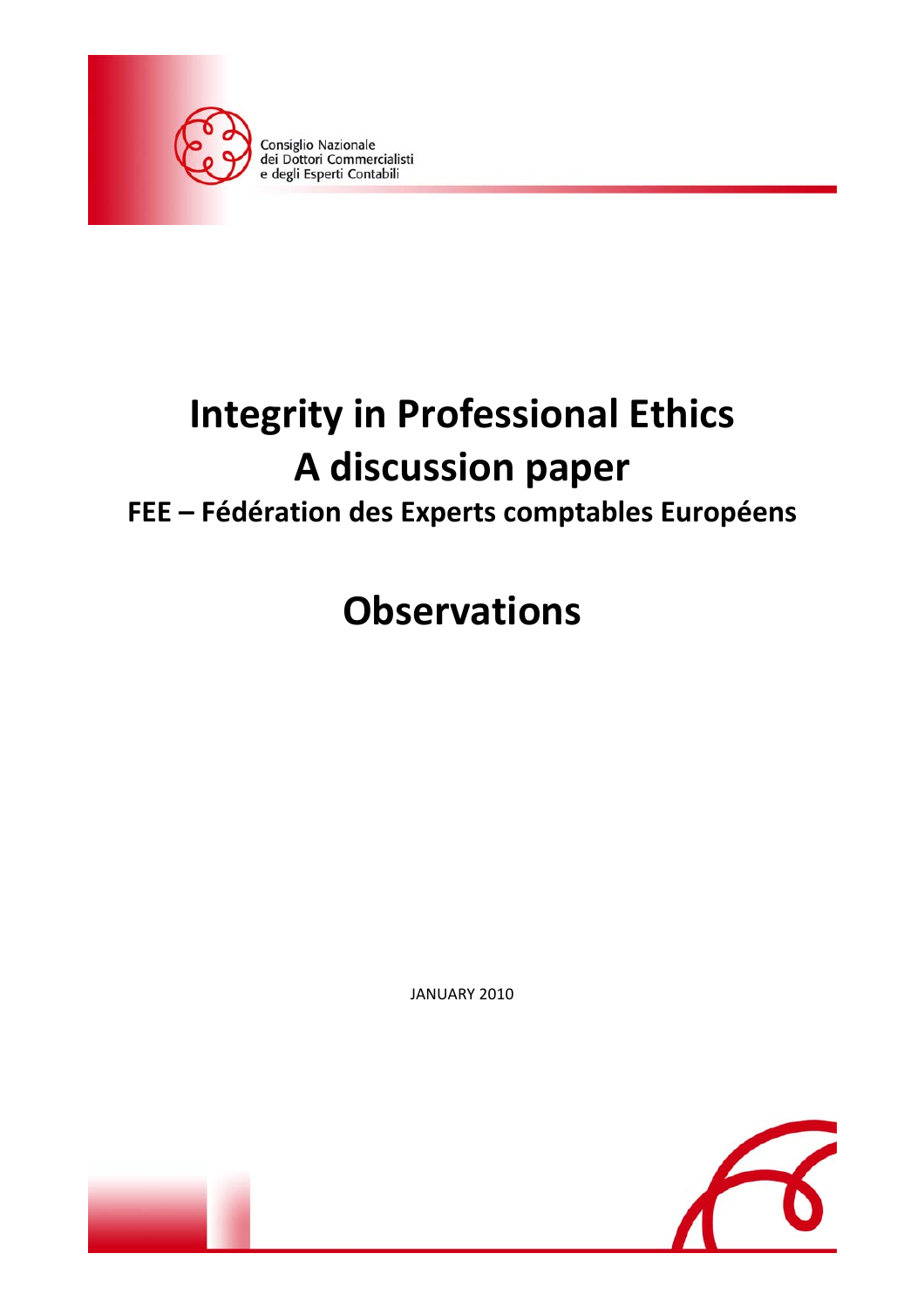Consiglio Nazionale
dei Dottori Commercialisti
e degli Esperti Contabili

# Integrity in Professional Ethics
# A discussion paper
## FEE – Fédération des Experts comptables Européens

# Observations

JANUARY 2010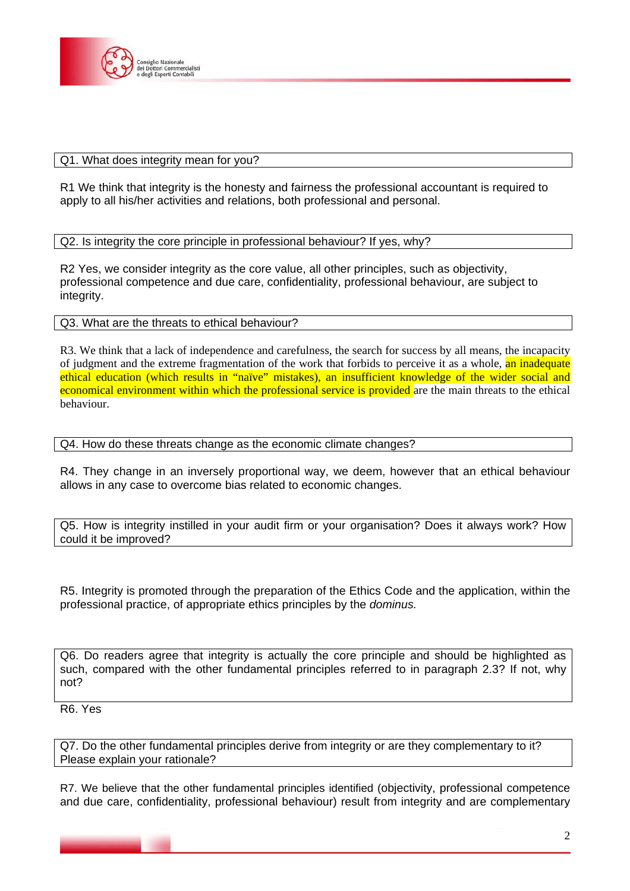Q1. What does integrity mean for you?

R1 We think that integrity is the honesty and fairness the professional accountant is required to apply to all his/her activities and relations, both professional and personal.

Q2. Is integrity the core principle in professional behaviour? If yes, why?

R2 Yes, we consider integrity as the core value, all other principles, such as objectivity, professional competence and due care, confidentiality, professional behaviour, are subject to integrity.

Q3. What are the threats to ethical behaviour?

R3. We think that a lack of independence and carefulness, the search for success by all means, the incapacity of judgment and the extreme fragmentation of the work that forbids to perceive it as a whole, an inadequate ethical education (which results in "naïve" mistakes), an insufficient knowledge of the wider social and economical environment within which the professional service is provided are the main threats to the ethical behaviour.

Q4. How do these threats change as the economic climate changes?

R4. They change in an inversely proportional way, we deem, however that an ethical behaviour allows in any case to overcome bias related to economic changes.

Q5. How is integrity instilled in your audit firm or your organisation? Does it always work? How could it be improved?

R5. Integrity is promoted through the preparation of the Ethics Code and the application, within the professional practice, of appropriate ethics principles by the *dominus.*

Q6. Do readers agree that integrity is actually the core principle and should be highlighted as such, compared with the other fundamental principles referred to in paragraph 2.3? If not, why not?

R6. Yes

Q7. Do the other fundamental principles derive from integrity or are they complementary to it? Please explain your rationale?

R7. We believe that the other fundamental principles identified (objectivity, professional competence and due care, confidentiality, professional behaviour) result from integrity and are complementary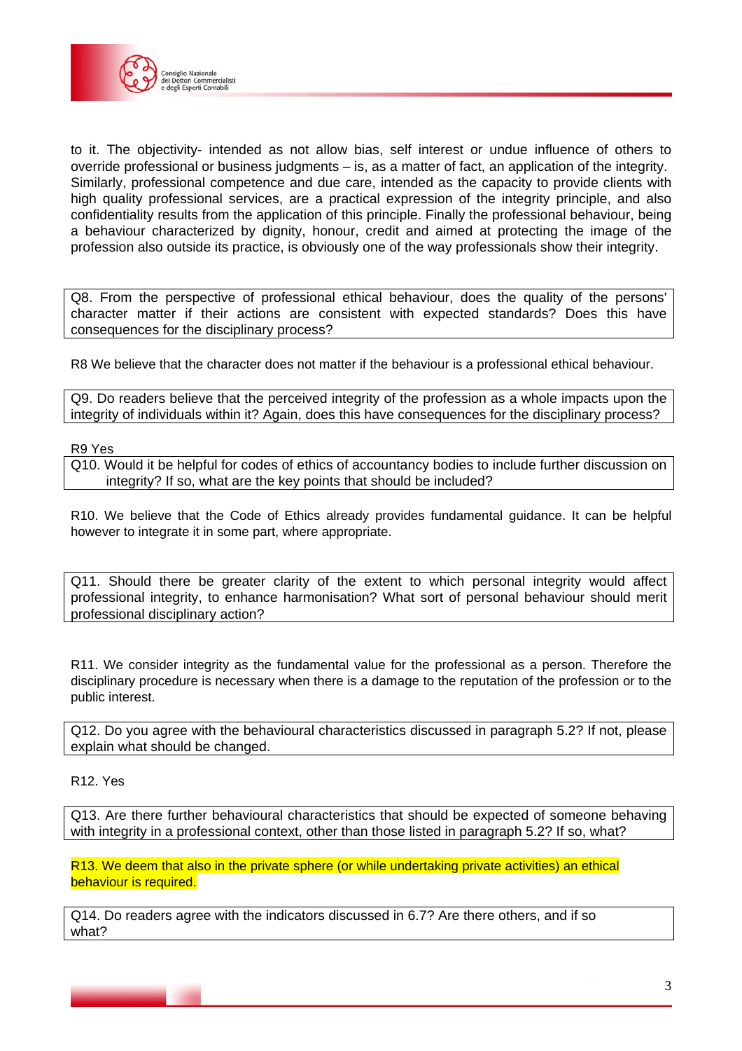to it. The objectivity- intended as not allow bias, self interest or undue influence of others to override professional or business judgments – is, as a matter of fact, an application of the integrity. Similarly, professional competence and due care, intended as the capacity to provide clients with high quality professional services, are a practical expression of the integrity principle, and also confidentiality results from the application of this principle. Finally the professional behaviour, being a behaviour characterized by dignity, honour, credit and aimed at protecting the image of the profession also outside its practice, is obviously one of the way professionals show their integrity.

Q8. From the perspective of professional ethical behaviour, does the quality of the persons' character matter if their actions are consistent with expected standards? Does this have consequences for the disciplinary process?

R8 We believe that the character does not matter if the behaviour is a professional ethical behaviour.

Q9. Do readers believe that the perceived integrity of the profession as a whole impacts upon the integrity of individuals within it? Again, does this have consequences for the disciplinary process?

R9 Yes

Q10. Would it be helpful for codes of ethics of accountancy bodies to include further discussion on integrity? If so, what are the key points that should be included?

R10. We believe that the Code of Ethics already provides fundamental guidance. It can be helpful however to integrate it in some part, where appropriate.

Q11. Should there be greater clarity of the extent to which personal integrity would affect professional integrity, to enhance harmonisation? What sort of personal behaviour should merit professional disciplinary action?

R11. We consider integrity as the fundamental value for the professional as a person. Therefore the disciplinary procedure is necessary when there is a damage to the reputation of the profession or to the public interest.

Q12. Do you agree with the behavioural characteristics discussed in paragraph 5.2? If not, please explain what should be changed.

R12. Yes

Q13. Are there further behavioural characteristics that should be expected of someone behaving with integrity in a professional context, other than those listed in paragraph 5.2? If so, what?

R13. We deem that also in the private sphere (or while undertaking private activities) an ethical behaviour is required.

Q14. Do readers agree with the indicators discussed in 6.7? Are there others, and if so what?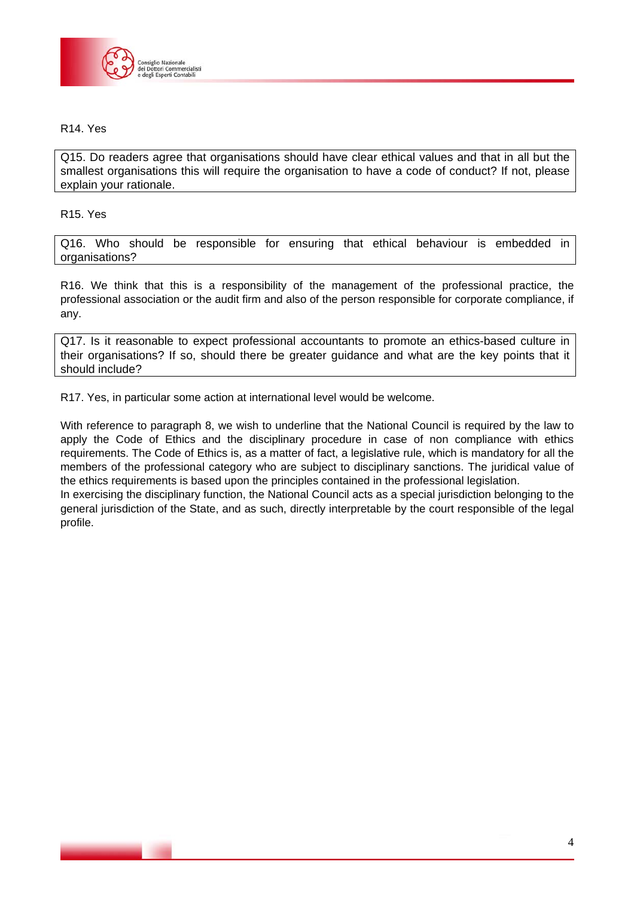R14. Yes

Q15. Do readers agree that organisations should have clear ethical values and that in all but the smallest organisations this will require the organisation to have a code of conduct? If not, please explain your rationale.

R15. Yes

Q16. Who should be responsible for ensuring that ethical behaviour is embedded in organisations?

R16. We think that this is a responsibility of the management of the professional practice, the professional association or the audit firm and also of the person responsible for corporate compliance, if any.

Q17. Is it reasonable to expect professional accountants to promote an ethics-based culture in their organisations? If so, should there be greater guidance and what are the key points that it should include?

R17. Yes, in particular some action at international level would be welcome.

With reference to paragraph 8, we wish to underline that the National Council is required by the law to apply the Code of Ethics and the disciplinary procedure in case of non compliance with ethics requirements. The Code of Ethics is, as a matter of fact, a legislative rule, which is mandatory for all the members of the professional category who are subject to disciplinary sanctions. The juridical value of the ethics requirements is based upon the principles contained in the professional legislation.
In exercising the disciplinary function, the National Council acts as a special jurisdiction belonging to the general jurisdiction of the State, and as such, directly interpretable by the court responsible of the legal profile.